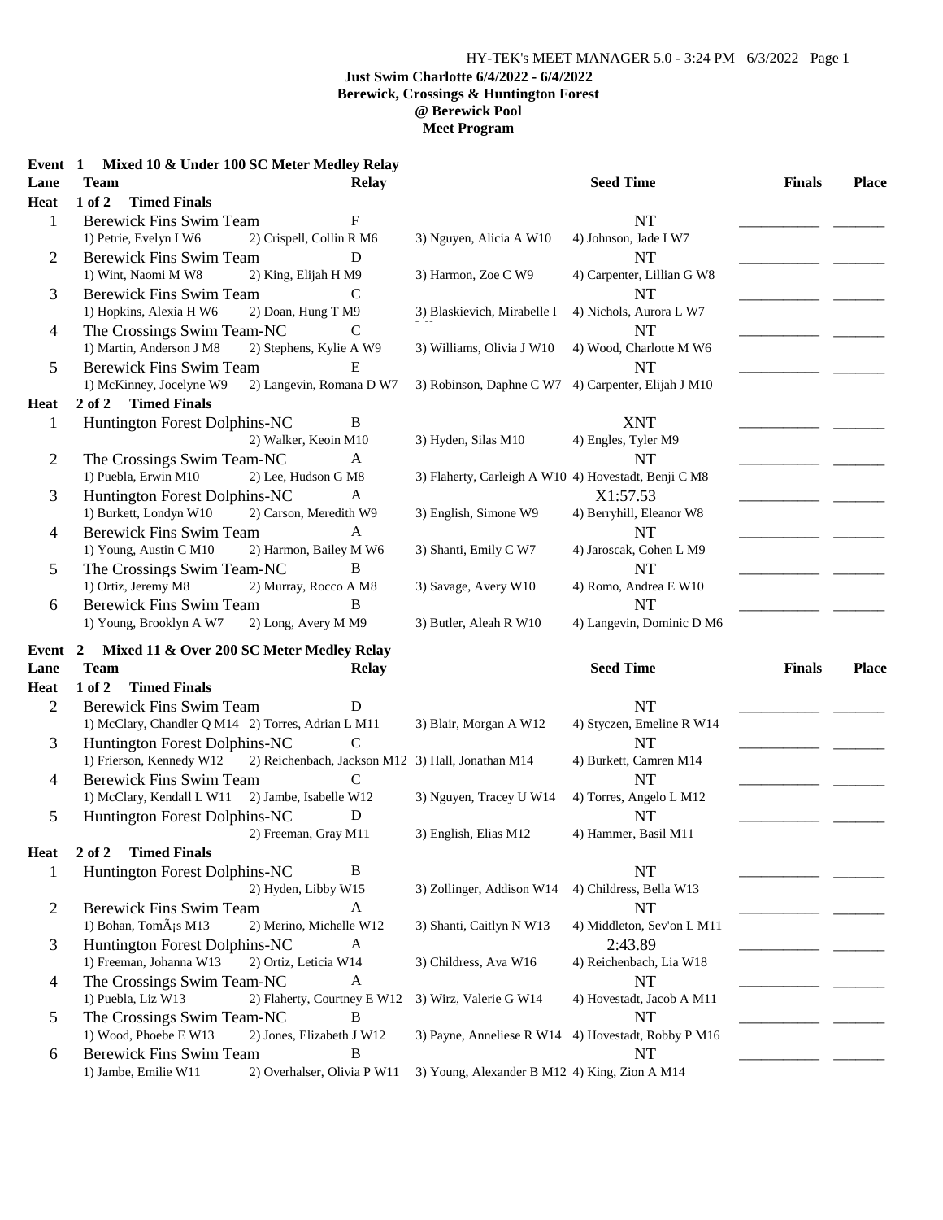HY-TEK's MEET MANAGER 5.0 - 3:24 PM 6/3/2022

**Just Swim Charlotte 6/4/2022 - 6/4/2022**
**Berewick, Crossings & Huntington Forest**
**@ Berewick Pool**
**Meet Program**

**Event 1 Mixed 10 & Under 100 SC Meter Medley Relay**

| Lane | Team | Relay | | Seed Time | Finals | Place |
|---|---|---|---|---|---|---|
| **Heat 1 of 2 Timed Finals** | | | | | | |
| 1 | Berewick Fins Swim Team | F | | NT | ___________ | _______ |
| | 1) Petrie, Evelyn I W6 | 2) Crispell, Collin R M6 | 3) Nguyen, Alicia A W10 | 4) Johnson, Jade I W7 | | |
| 2 | Berewick Fins Swim Team | D | | NT | ___________ | _______ |
| | 1) Wint, Naomi M W8 | 2) King, Elijah H M9 | 3) Harmon, Zoe C W9 | 4) Carpenter, Lillian G W8 | | |
| 3 | Berewick Fins Swim Team | C | | NT | ___________ | _______ |
| | 1) Hopkins, Alexia H W6 | 2) Doan, Hung T M9 | 3) Blaskievich, Mirabelle I | 4) Nichols, Aurora L W7 | | |
| 4 | The Crossings Swim Team-NC | C | | NT | ___________ | _______ |
| | 1) Martin, Anderson J M8 | 2) Stephens, Kylie A W9 | 3) Williams, Olivia J W10 | 4) Wood, Charlotte M W6 | | |
| 5 | Berewick Fins Swim Team | E | | NT | ___________ | _______ |
| | 1) McKinney, Jocelyne W9 | 2) Langevin, Romana D W7 | 3) Robinson, Daphne C W7 | 4) Carpenter, Elijah J M10 | | |
| **Heat 2 of 2 Timed Finals** | | | | | | |
| 1 | Huntington Forest Dolphins-NC | B | | XNT | ___________ | _______ |
| | | 2) Walker, Keoin M10 | 3) Hyden, Silas M10 | 4) Engles, Tyler M9 | | |
| 2 | The Crossings Swim Team-NC | A | | NT | ___________ | _______ |
| | 1) Puebla, Erwin M10 | 2) Lee, Hudson G M8 | 3) Flaherty, Carleigh A W10 | 4) Hovestadt, Benji C M8 | | |
| 3 | Huntington Forest Dolphins-NC | A | | X1:57.53 | ___________ | _______ |
| | 1) Burkett, Londyn W10 | 2) Carson, Meredith W9 | 3) English, Simone W9 | 4) Berryhill, Eleanor W8 | | |
| 4 | Berewick Fins Swim Team | A | | NT | ___________ | _______ |
| | 1) Young, Austin C M10 | 2) Harmon, Bailey M W6 | 3) Shanti, Emily C W7 | 4) Jaroscak, Cohen L M9 | | |
| 5 | The Crossings Swim Team-NC | B | | NT | ___________ | _______ |
| | 1) Ortiz, Jeremy M8 | 2) Murray, Rocco A M8 | 3) Savage, Avery W10 | 4) Romo, Andrea E W10 | | |
| 6 | Berewick Fins Swim Team | B | | NT | ___________ | _______ |
| | 1) Young, Brooklyn A W7 | 2) Long, Avery M M9 | 3) Butler, Aleah R W10 | 4) Langevin, Dominic D M6 | | |

**Event 2 Mixed 11 & Over 200 SC Meter Medley Relay**

| Lane | Team | Relay | | Seed Time | Finals | Place |
|---|---|---|---|---|---|---|
| **Heat 1 of 2 Timed Finals** | | | | | | |
| 2 | Berewick Fins Swim Team | D | | NT | ___________ | _______ |
| | 1) McClary, Chandler Q M14 | 2) Torres, Adrian L M11 | 3) Blair, Morgan A W12 | 4) Styczen, Emeline R W14 | | |
| 3 | Huntington Forest Dolphins-NC | C | | NT | ___________ | _______ |
| | 1) Frierson, Kennedy W12 | 2) Reichenbach, Jackson M12 | 3) Hall, Jonathan M14 | 4) Burkett, Camren M14 | | |
| 4 | Berewick Fins Swim Team | C | | NT | ___________ | _______ |
| | 1) McClary, Kendall L W11 | 2) Jambe, Isabelle W12 | 3) Nguyen, Tracey U W14 | 4) Torres, Angelo L M12 | | |
| 5 | Huntington Forest Dolphins-NC | D | | NT | ___________ | _______ |
| | | 2) Freeman, Gray M11 | 3) English, Elias M12 | 4) Hammer, Basil M11 | | |
| **Heat 2 of 2 Timed Finals** | | | | | | |
| 1 | Huntington Forest Dolphins-NC | B | | NT | ___________ | _______ |
| | | 2) Hyden, Libby W15 | 3) Zollinger, Addison W14 | 4) Childress, Bella W13 | | |
| 2 | Berewick Fins Swim Team | A | | NT | ___________ | _______ |
| | 1) Bohan, TomÃ¡s M13 | 2) Merino, Michelle W12 | 3) Shanti, Caitlyn N W13 | 4) Middleton, Sev'on L M11 | | |
| 3 | Huntington Forest Dolphins-NC | A | | 2:43.89 | ___________ | _______ |
| | 1) Freeman, Johanna W13 | 2) Ortiz, Leticia W14 | 3) Childress, Ava W16 | 4) Reichenbach, Lia W18 | | |
| 4 | The Crossings Swim Team-NC | A | | NT | ___________ | _______ |
| | 1) Puebla, Liz W13 | 2) Flaherty, Courtney E W12 | 3) Wirz, Valerie G W14 | 4) Hovestadt, Jacob A M11 | | |
| 5 | The Crossings Swim Team-NC | B | | NT | ___________ | _______ |
| | 1) Wood, Phoebe E W13 | 2) Jones, Elizabeth J W12 | 3) Payne, Anneliese R W14 | 4) Hovestadt, Robby P M16 | | |
| 6 | Berewick Fins Swim Team | B | | NT | ___________ | _______ |
| | 1) Jambe, Emilie W11 | 2) Overhalser, Olivia P W11 | 3) Young, Alexander B M12 | 4) King, Zion A M14 | | |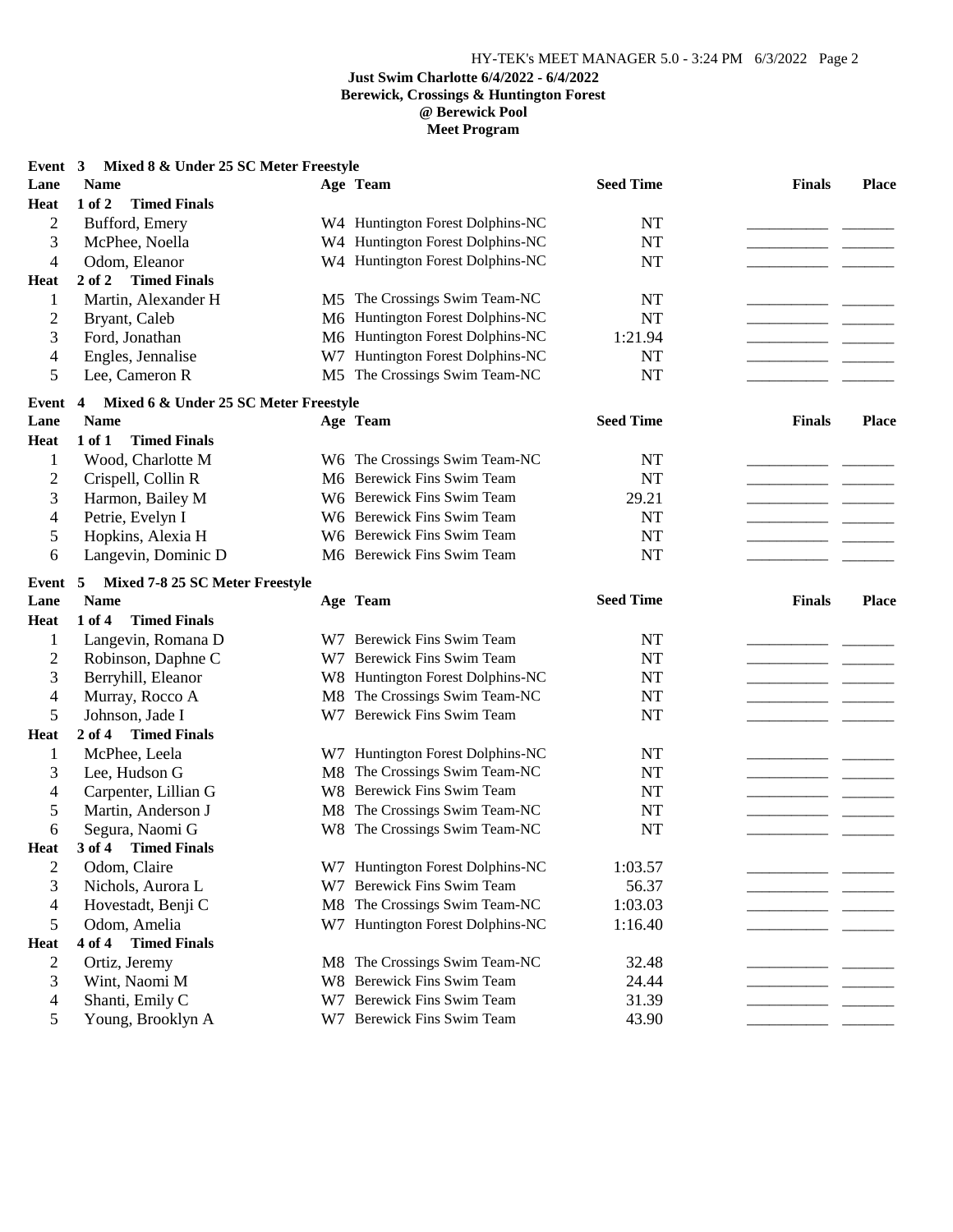**Just Swim Charlotte 6/4/2022 - 6/4/2022**
**Berewick, Crossings & Huntington Forest**
**@ Berewick Pool**
**Meet Program**

**Event 3 Mixed 8 & Under 25 SC Meter Freestyle**

| Lane | Name | Age | Team | Seed Time | Finals | Place |
|---|---|---|---|---|---|---|
| **Heat** | **1 of 2 Timed Finals** | | | | | |
| 2 | Bufford, Emery | W4 | Huntington Forest Dolphins-NC | NT | __________ | _______ |
| 3 | McPhee, Noella | W4 | Huntington Forest Dolphins-NC | NT | __________ | _______ |
| 4 | Odom, Eleanor | W4 | Huntington Forest Dolphins-NC | NT | __________ | _______ |
| **Heat** | **2 of 2 Timed Finals** | | | | | |
| 1 | Martin, Alexander H | M5 | The Crossings Swim Team-NC | NT | __________ | _______ |
| 2 | Bryant, Caleb | M6 | Huntington Forest Dolphins-NC | NT | __________ | _______ |
| 3 | Ford, Jonathan | M6 | Huntington Forest Dolphins-NC | 1:21.94 | __________ | _______ |
| 4 | Engles, Jennalise | W7 | Huntington Forest Dolphins-NC | NT | __________ | _______ |
| 5 | Lee, Cameron R | M5 | The Crossings Swim Team-NC | NT | __________ | _______ |

**Event 4 Mixed 6 & Under 25 SC Meter Freestyle**

| Lane | Name | Age | Team | Seed Time | Finals | Place |
|---|---|---|---|---|---|---|
| **Heat** | **1 of 1 Timed Finals** | | | | | |
| 1 | Wood, Charlotte M | W6 | The Crossings Swim Team-NC | NT | __________ | _______ |
| 2 | Crispell, Collin R | M6 | Berewick Fins Swim Team | NT | __________ | _______ |
| 3 | Harmon, Bailey M | W6 | Berewick Fins Swim Team | 29.21 | __________ | _______ |
| 4 | Petrie, Evelyn I | W6 | Berewick Fins Swim Team | NT | __________ | _______ |
| 5 | Hopkins, Alexia H | W6 | Berewick Fins Swim Team | NT | __________ | _______ |
| 6 | Langevin, Dominic D | M6 | Berewick Fins Swim Team | NT | __________ | _______ |

**Event 5 Mixed 7-8 25 SC Meter Freestyle**

| Lane | Name | Age | Team | Seed Time | Finals | Place |
|---|---|---|---|---|---|---|
| **Heat** | **1 of 4 Timed Finals** | | | | | |
| 1 | Langevin, Romana D | W7 | Berewick Fins Swim Team | NT | __________ | _______ |
| 2 | Robinson, Daphne C | W7 | Berewick Fins Swim Team | NT | __________ | _______ |
| 3 | Berryhill, Eleanor | W8 | Huntington Forest Dolphins-NC | NT | __________ | _______ |
| 4 | Murray, Rocco A | M8 | The Crossings Swim Team-NC | NT | __________ | _______ |
| 5 | Johnson, Jade I | W7 | Berewick Fins Swim Team | NT | __________ | _______ |
| **Heat** | **2 of 4 Timed Finals** | | | | | |
| 1 | McPhee, Leela | W7 | Huntington Forest Dolphins-NC | NT | __________ | _______ |
| 3 | Lee, Hudson G | M8 | The Crossings Swim Team-NC | NT | __________ | _______ |
| 4 | Carpenter, Lillian G | W8 | Berewick Fins Swim Team | NT | __________ | _______ |
| 5 | Martin, Anderson J | M8 | The Crossings Swim Team-NC | NT | __________ | _______ |
| 6 | Segura, Naomi G | W8 | The Crossings Swim Team-NC | NT | __________ | _______ |
| **Heat** | **3 of 4 Timed Finals** | | | | | |
| 2 | Odom, Claire | W7 | Huntington Forest Dolphins-NC | 1:03.57 | __________ | _______ |
| 3 | Nichols, Aurora L | W7 | Berewick Fins Swim Team | 56.37 | __________ | _______ |
| 4 | Hovestadt, Benji C | M8 | The Crossings Swim Team-NC | 1:03.03 | __________ | _______ |
| 5 | Odom, Amelia | W7 | Huntington Forest Dolphins-NC | 1:16.40 | __________ | _______ |
| **Heat** | **4 of 4 Timed Finals** | | | | | |
| 2 | Ortiz, Jeremy | M8 | The Crossings Swim Team-NC | 32.48 | __________ | _______ |
| 3 | Wint, Naomi M | W8 | Berewick Fins Swim Team | 24.44 | __________ | _______ |
| 4 | Shanti, Emily C | W7 | Berewick Fins Swim Team | 31.39 | __________ | _______ |
| 5 | Young, Brooklyn A | W7 | Berewick Fins Swim Team | 43.90 | __________ | _______ |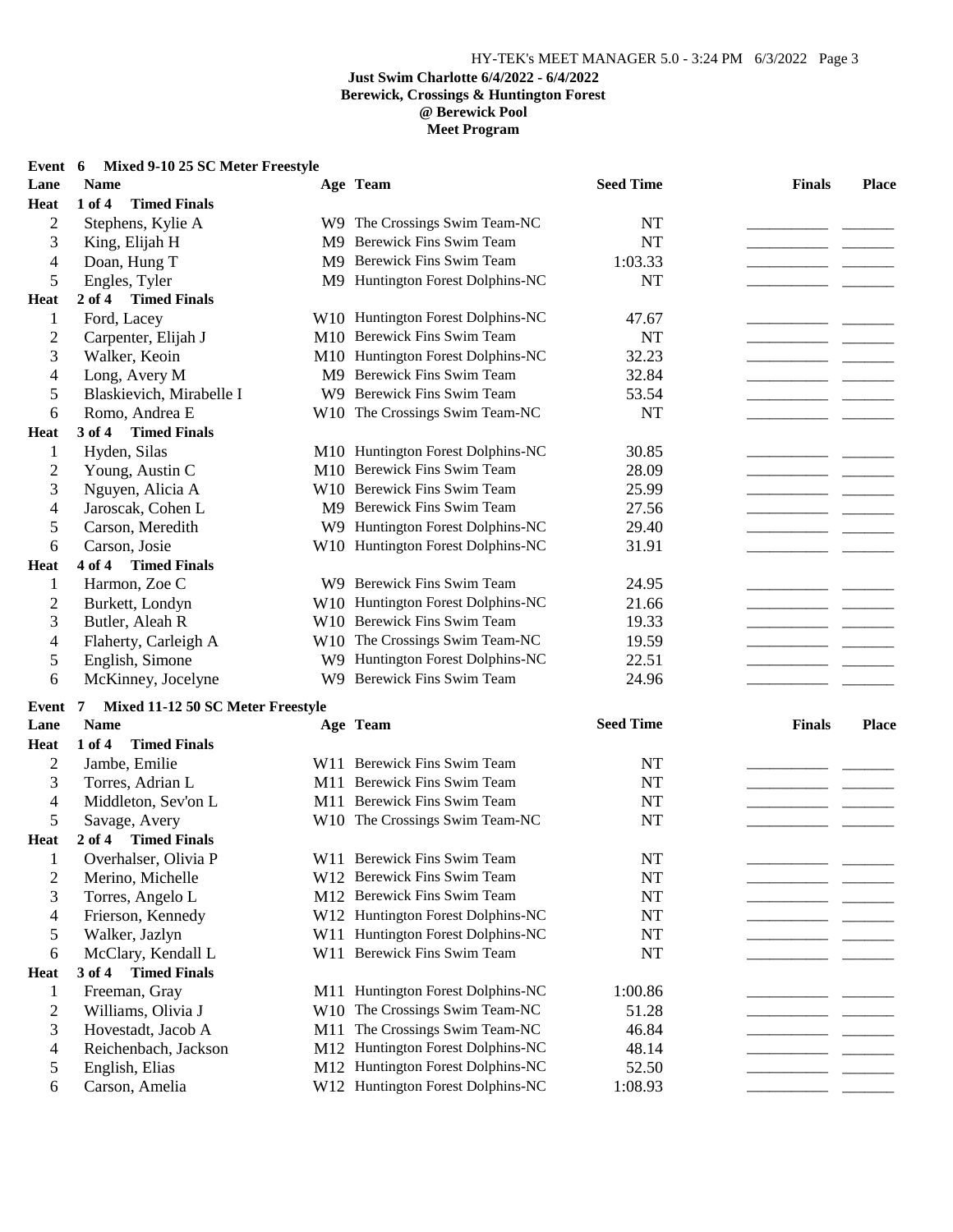**Just Swim Charlotte 6/4/2022 - 6/4/2022**
**Berewick, Crossings & Huntington Forest**
**@ Berewick Pool**
**Meet Program**

**Event 6 Mixed 9-10 25 SC Meter Freestyle**

| Lane | Name | Age | Team | Seed Time | Finals | Place |
|---|---|---|---|---|---|---|
| **Heat** | **1 of 4 Timed Finals** | | | | | |
| 2 | Stephens, Kylie A | W9 | The Crossings Swim Team-NC | NT | ________ | _____ |
| 3 | King, Elijah H | M9 | Berewick Fins Swim Team | NT | ________ | _____ |
| 4 | Doan, Hung T | M9 | Berewick Fins Swim Team | 1:03.33 | ________ | _____ |
| 5 | Engles, Tyler | M9 | Huntington Forest Dolphins-NC | NT | ________ | _____ |
| **Heat** | **2 of 4 Timed Finals** | | | | | |
| 1 | Ford, Lacey | W10 | Huntington Forest Dolphins-NC | 47.67 | ________ | _____ |
| 2 | Carpenter, Elijah J | M10 | Berewick Fins Swim Team | NT | ________ | _____ |
| 3 | Walker, Keoin | M10 | Huntington Forest Dolphins-NC | 32.23 | ________ | _____ |
| 4 | Long, Avery M | M9 | Berewick Fins Swim Team | 32.84 | ________ | _____ |
| 5 | Blaskievich, Mirabelle I | W9 | Berewick Fins Swim Team | 53.54 | ________ | _____ |
| 6 | Romo, Andrea E | W10 | The Crossings Swim Team-NC | NT | ________ | _____ |
| **Heat** | **3 of 4 Timed Finals** | | | | | |
| 1 | Hyden, Silas | M10 | Huntington Forest Dolphins-NC | 30.85 | ________ | _____ |
| 2 | Young, Austin C | M10 | Berewick Fins Swim Team | 28.09 | ________ | _____ |
| 3 | Nguyen, Alicia A | W10 | Berewick Fins Swim Team | 25.99 | ________ | _____ |
| 4 | Jaroscak, Cohen L | M9 | Berewick Fins Swim Team | 27.56 | ________ | _____ |
| 5 | Carson, Meredith | W9 | Huntington Forest Dolphins-NC | 29.40 | ________ | _____ |
| 6 | Carson, Josie | W10 | Huntington Forest Dolphins-NC | 31.91 | ________ | _____ |
| **Heat** | **4 of 4 Timed Finals** | | | | | |
| 1 | Harmon, Zoe C | W9 | Berewick Fins Swim Team | 24.95 | ________ | _____ |
| 2 | Burkett, Londyn | W10 | Huntington Forest Dolphins-NC | 21.66 | ________ | _____ |
| 3 | Butler, Aleah R | W10 | Berewick Fins Swim Team | 19.33 | ________ | _____ |
| 4 | Flaherty, Carleigh A | W10 | The Crossings Swim Team-NC | 19.59 | ________ | _____ |
| 5 | English, Simone | W9 | Huntington Forest Dolphins-NC | 22.51 | ________ | _____ |
| 6 | McKinney, Jocelyne | W9 | Berewick Fins Swim Team | 24.96 | ________ | _____ |

**Event 7 Mixed 11-12 50 SC Meter Freestyle**

| Lane | Name | Age | Team | Seed Time | Finals | Place |
|---|---|---|---|---|---|---|
| **Heat** | **1 of 4 Timed Finals** | | | | | |
| 2 | Jambe, Emilie | W11 | Berewick Fins Swim Team | NT | ________ | _____ |
| 3 | Torres, Adrian L | M11 | Berewick Fins Swim Team | NT | ________ | _____ |
| 4 | Middleton, Sev'on L | M11 | Berewick Fins Swim Team | NT | ________ | _____ |
| 5 | Savage, Avery | W10 | The Crossings Swim Team-NC | NT | ________ | _____ |
| **Heat** | **2 of 4 Timed Finals** | | | | | |
| 1 | Overhalser, Olivia P | W11 | Berewick Fins Swim Team | NT | ________ | _____ |
| 2 | Merino, Michelle | W12 | Berewick Fins Swim Team | NT | ________ | _____ |
| 3 | Torres, Angelo L | M12 | Berewick Fins Swim Team | NT | ________ | _____ |
| 4 | Frierson, Kennedy | W12 | Huntington Forest Dolphins-NC | NT | ________ | _____ |
| 5 | Walker, Jazlyn | W11 | Huntington Forest Dolphins-NC | NT | ________ | _____ |
| 6 | McClary, Kendall L | W11 | Berewick Fins Swim Team | NT | ________ | _____ |
| **Heat** | **3 of 4 Timed Finals** | | | | | |
| 1 | Freeman, Gray | M11 | Huntington Forest Dolphins-NC | 1:00.86 | ________ | _____ |
| 2 | Williams, Olivia J | W10 | The Crossings Swim Team-NC | 51.28 | ________ | _____ |
| 3 | Hovestadt, Jacob A | M11 | The Crossings Swim Team-NC | 46.84 | ________ | _____ |
| 4 | Reichenbach, Jackson | M12 | Huntington Forest Dolphins-NC | 48.14 | ________ | _____ |
| 5 | English, Elias | M12 | Huntington Forest Dolphins-NC | 52.50 | ________ | _____ |
| 6 | Carson, Amelia | W12 | Huntington Forest Dolphins-NC | 1:08.93 | ________ | _____ |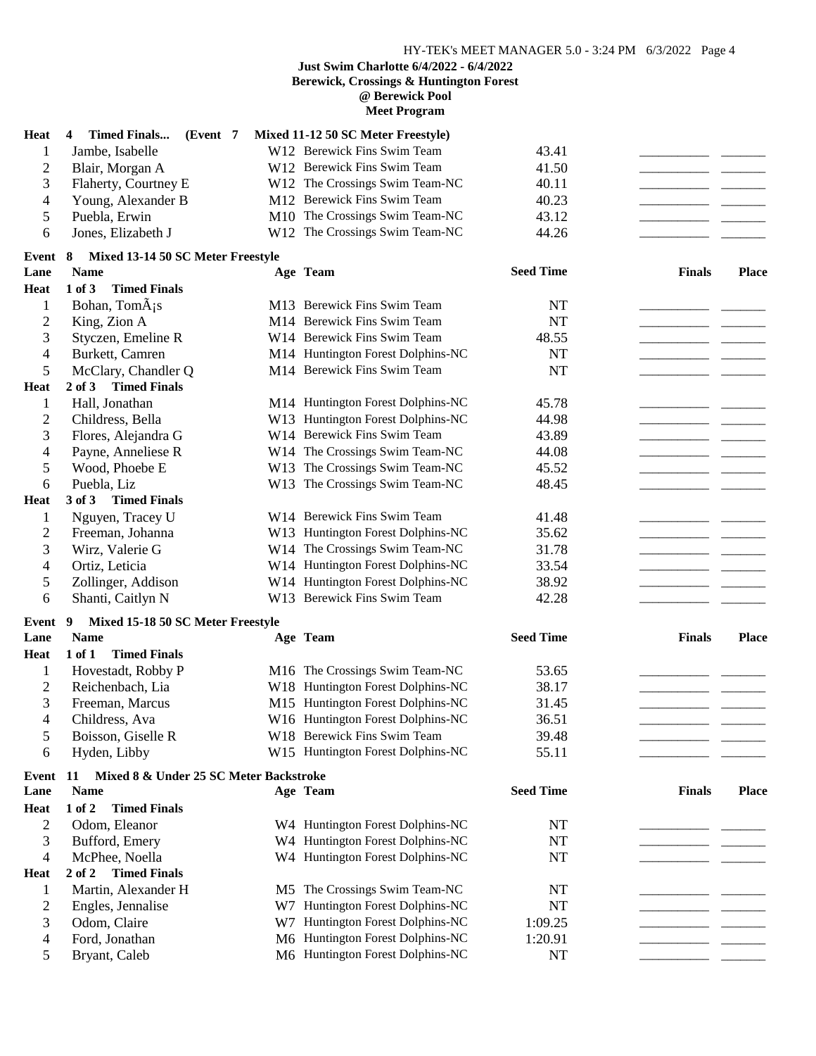HY-TEK's MEET MANAGER 5.0 - 3:24 PM 6/3/2022 Page 4

**Just Swim Charlotte 6/4/2022 - 6/4/2022**
**Berewick, Crossings & Huntington Forest**
**@ Berewick Pool**
**Meet Program**

**Heat 4 Timed Finals... (Event 7 Mixed 11-12 50 SC Meter Freestyle)**

| Lane | Name | Age | Team | Seed Time | Finals | Place |
|---|---|---|---|---|---|---|
| 1 | Jambe, Isabelle | W12 | Berewick Fins Swim Team | 43.41 | _________ | ______ |
| 2 | Blair, Morgan A | W12 | Berewick Fins Swim Team | 41.50 | _________ | ______ |
| 3 | Flaherty, Courtney E | W12 | The Crossings Swim Team-NC | 40.11 | _________ | ______ |
| 4 | Young, Alexander B | M12 | Berewick Fins Swim Team | 40.23 | _________ | ______ |
| 5 | Puebla, Erwin | M10 | The Crossings Swim Team-NC | 43.12 | _________ | ______ |
| 6 | Jones, Elizabeth J | W12 | The Crossings Swim Team-NC | 44.26 | _________ | ______ |

**Event 8 Mixed 13-14 50 SC Meter Freestyle**

| Lane | Name | Age | Team | Seed Time | Finals | Place |
|---|---|---|---|---|---|---|
| **Heat** | **1 of 3 Timed Finals** | | | | | |
| 1 | Bohan, TomÃ¡s | M13 | Berewick Fins Swim Team | NT | _________ | ______ |
| 2 | King, Zion A | M14 | Berewick Fins Swim Team | NT | _________ | ______ |
| 3 | Styczen, Emeline R | W14 | Berewick Fins Swim Team | 48.55 | _________ | ______ |
| 4 | Burkett, Camren | M14 | Huntington Forest Dolphins-NC | NT | _________ | ______ |
| 5 | McClary, Chandler Q | M14 | Berewick Fins Swim Team | NT | _________ | ______ |
| **Heat** | **2 of 3 Timed Finals** | | | | | |
| 1 | Hall, Jonathan | M14 | Huntington Forest Dolphins-NC | 45.78 | _________ | ______ |
| 2 | Childress, Bella | W13 | Huntington Forest Dolphins-NC | 44.98 | _________ | ______ |
| 3 | Flores, Alejandra G | W14 | Berewick Fins Swim Team | 43.89 | _________ | ______ |
| 4 | Payne, Anneliese R | W14 | The Crossings Swim Team-NC | 44.08 | _________ | ______ |
| 5 | Wood, Phoebe E | W13 | The Crossings Swim Team-NC | 45.52 | _________ | ______ |
| 6 | Puebla, Liz | W13 | The Crossings Swim Team-NC | 48.45 | _________ | ______ |
| **Heat** | **3 of 3 Timed Finals** | | | | | |
| 1 | Nguyen, Tracey U | W14 | Berewick Fins Swim Team | 41.48 | _________ | ______ |
| 2 | Freeman, Johanna | W13 | Huntington Forest Dolphins-NC | 35.62 | _________ | ______ |
| 3 | Wirz, Valerie G | W14 | The Crossings Swim Team-NC | 31.78 | _________ | ______ |
| 4 | Ortiz, Leticia | W14 | Huntington Forest Dolphins-NC | 33.54 | _________ | ______ |
| 5 | Zollinger, Addison | W14 | Huntington Forest Dolphins-NC | 38.92 | _________ | ______ |
| 6 | Shanti, Caitlyn N | W13 | Berewick Fins Swim Team | 42.28 | _________ | ______ |

**Event 9 Mixed 15-18 50 SC Meter Freestyle**

| Lane | Name | Age | Team | Seed Time | Finals | Place |
|---|---|---|---|---|---|---|
| **Heat** | **1 of 1 Timed Finals** | | | | | |
| 1 | Hovestadt, Robby P | M16 | The Crossings Swim Team-NC | 53.65 | _________ | ______ |
| 2 | Reichenbach, Lia | W18 | Huntington Forest Dolphins-NC | 38.17 | _________ | ______ |
| 3 | Freeman, Marcus | M15 | Huntington Forest Dolphins-NC | 31.45 | _________ | ______ |
| 4 | Childress, Ava | W16 | Huntington Forest Dolphins-NC | 36.51 | _________ | ______ |
| 5 | Boisson, Giselle R | W18 | Berewick Fins Swim Team | 39.48 | _________ | ______ |
| 6 | Hyden, Libby | W15 | Huntington Forest Dolphins-NC | 55.11 | _________ | ______ |

**Event 11 Mixed 8 & Under 25 SC Meter Backstroke**

| Lane | Name | Age | Team | Seed Time | Finals | Place |
|---|---|---|---|---|---|---|
| **Heat** | **1 of 2 Timed Finals** | | | | | |
| 2 | Odom, Eleanor | W4 | Huntington Forest Dolphins-NC | NT | _________ | ______ |
| 3 | Bufford, Emery | W4 | Huntington Forest Dolphins-NC | NT | _________ | ______ |
| 4 | McPhee, Noella | W4 | Huntington Forest Dolphins-NC | NT | _________ | ______ |
| **Heat** | **2 of 2 Timed Finals** | | | | | |
| 1 | Martin, Alexander H | M5 | The Crossings Swim Team-NC | NT | _________ | ______ |
| 2 | Engles, Jennalise | W7 | Huntington Forest Dolphins-NC | NT | _________ | ______ |
| 3 | Odom, Claire | W7 | Huntington Forest Dolphins-NC | 1:09.25 | _________ | ______ |
| 4 | Ford, Jonathan | M6 | Huntington Forest Dolphins-NC | 1:20.91 | _________ | ______ |
| 5 | Bryant, Caleb | M6 | Huntington Forest Dolphins-NC | NT | _________ | ______ |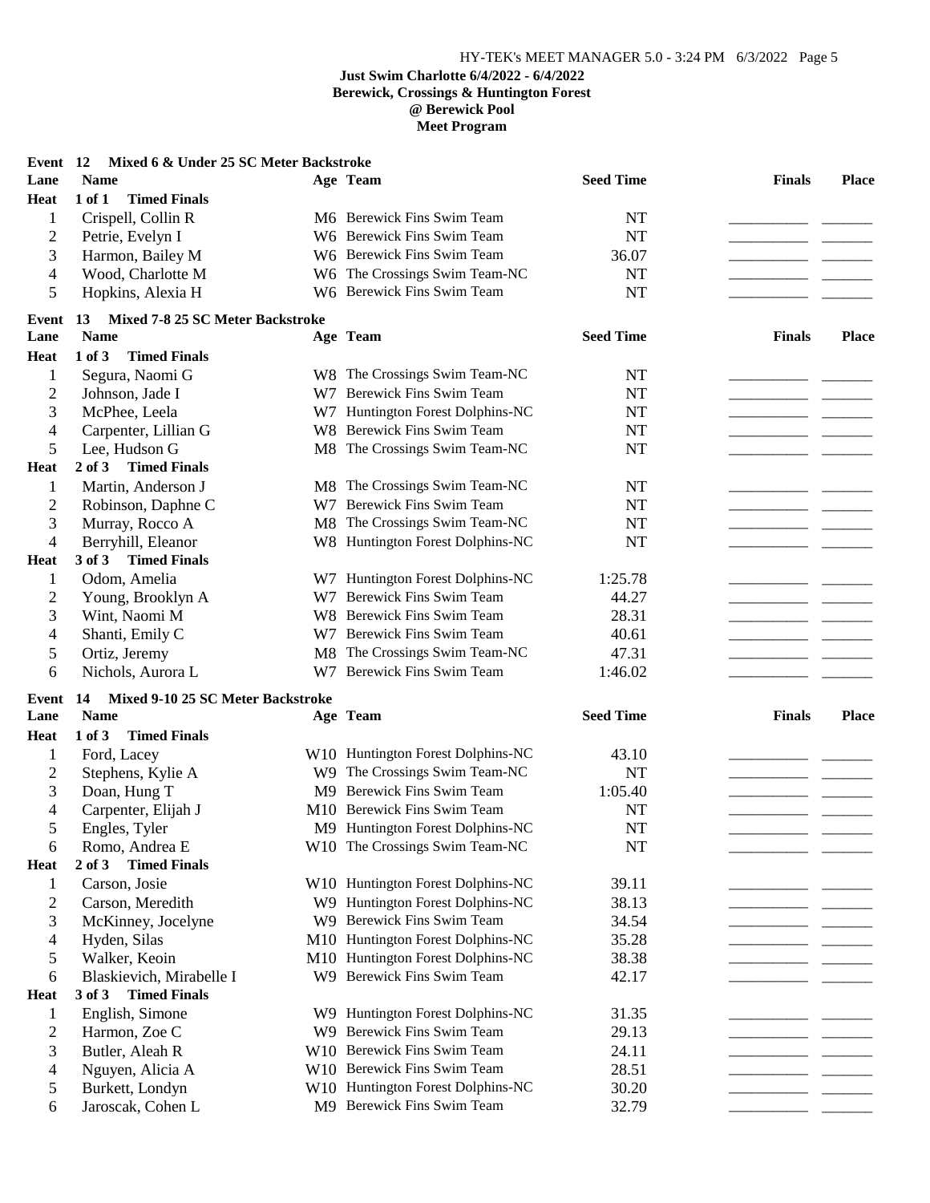**Just Swim Charlotte 6/4/2022 - 6/4/2022**
**Berewick, Crossings & Huntington Forest**
**@ Berewick Pool**
**Meet Program**

## Event 12 Mixed 6 & Under 25 SC Meter Backstroke

| Lane | Name | Age | Team | Seed Time | Finals | Place |
|---|---|---|---|---|---|---|
| **Heat** | **1 of 1 Timed Finals** | | | | | |
| 1 | Crispell, Collin R | M6 | Berewick Fins Swim Team | NT | __________ | _______ |
| 2 | Petrie, Evelyn I | W6 | Berewick Fins Swim Team | NT | __________ | _______ |
| 3 | Harmon, Bailey M | W6 | Berewick Fins Swim Team | 36.07 | __________ | _______ |
| 4 | Wood, Charlotte M | W6 | The Crossings Swim Team-NC | NT | __________ | _______ |
| 5 | Hopkins, Alexia H | W6 | Berewick Fins Swim Team | NT | __________ | _______ |

## Event 13 Mixed 7-8 25 SC Meter Backstroke

| Lane | Name | Age | Team | Seed Time | Finals | Place |
|---|---|---|---|---|---|---|
| **Heat** | **1 of 3 Timed Finals** | | | | | |
| 1 | Segura, Naomi G | W8 | The Crossings Swim Team-NC | NT | __________ | _______ |
| 2 | Johnson, Jade I | W7 | Berewick Fins Swim Team | NT | __________ | _______ |
| 3 | McPhee, Leela | W7 | Huntington Forest Dolphins-NC | NT | __________ | _______ |
| 4 | Carpenter, Lillian G | W8 | Berewick Fins Swim Team | NT | __________ | _______ |
| 5 | Lee, Hudson G | M8 | The Crossings Swim Team-NC | NT | __________ | _______ |
| **Heat** | **2 of 3 Timed Finals** | | | | | |
| 1 | Martin, Anderson J | M8 | The Crossings Swim Team-NC | NT | __________ | _______ |
| 2 | Robinson, Daphne C | W7 | Berewick Fins Swim Team | NT | __________ | _______ |
| 3 | Murray, Rocco A | M8 | The Crossings Swim Team-NC | NT | __________ | _______ |
| 4 | Berryhill, Eleanor | W8 | Huntington Forest Dolphins-NC | NT | __________ | _______ |
| **Heat** | **3 of 3 Timed Finals** | | | | | |
| 1 | Odom, Amelia | W7 | Huntington Forest Dolphins-NC | 1:25.78 | __________ | _______ |
| 2 | Young, Brooklyn A | W7 | Berewick Fins Swim Team | 44.27 | __________ | _______ |
| 3 | Wint, Naomi M | W8 | Berewick Fins Swim Team | 28.31 | __________ | _______ |
| 4 | Shanti, Emily C | W7 | Berewick Fins Swim Team | 40.61 | __________ | _______ |
| 5 | Ortiz, Jeremy | M8 | The Crossings Swim Team-NC | 47.31 | __________ | _______ |
| 6 | Nichols, Aurora L | W7 | Berewick Fins Swim Team | 1:46.02 | __________ | _______ |

## Event 14 Mixed 9-10 25 SC Meter Backstroke

| Lane | Name | Age | Team | Seed Time | Finals | Place |
|---|---|---|---|---|---|---|
| **Heat** | **1 of 3 Timed Finals** | | | | | |
| 1 | Ford, Lacey | W10 | Huntington Forest Dolphins-NC | 43.10 | __________ | _______ |
| 2 | Stephens, Kylie A | W9 | The Crossings Swim Team-NC | NT | __________ | _______ |
| 3 | Doan, Hung T | M9 | Berewick Fins Swim Team | 1:05.40 | __________ | _______ |
| 4 | Carpenter, Elijah J | M10 | Berewick Fins Swim Team | NT | __________ | _______ |
| 5 | Engles, Tyler | M9 | Huntington Forest Dolphins-NC | NT | __________ | _______ |
| 6 | Romo, Andrea E | W10 | The Crossings Swim Team-NC | NT | __________ | _______ |
| **Heat** | **2 of 3 Timed Finals** | | | | | |
| 1 | Carson, Josie | W10 | Huntington Forest Dolphins-NC | 39.11 | __________ | _______ |
| 2 | Carson, Meredith | W9 | Huntington Forest Dolphins-NC | 38.13 | __________ | _______ |
| 3 | McKinney, Jocelyne | W9 | Berewick Fins Swim Team | 34.54 | __________ | _______ |
| 4 | Hyden, Silas | M10 | Huntington Forest Dolphins-NC | 35.28 | __________ | _______ |
| 5 | Walker, Keoin | M10 | Huntington Forest Dolphins-NC | 38.38 | __________ | _______ |
| 6 | Blaskievich, Mirabelle I | W9 | Berewick Fins Swim Team | 42.17 | __________ | _______ |
| **Heat** | **3 of 3 Timed Finals** | | | | | |
| 1 | English, Simone | W9 | Huntington Forest Dolphins-NC | 31.35 | __________ | _______ |
| 2 | Harmon, Zoe C | W9 | Berewick Fins Swim Team | 29.13 | __________ | _______ |
| 3 | Butler, Aleah R | W10 | Berewick Fins Swim Team | 24.11 | __________ | _______ |
| 4 | Nguyen, Alicia A | W10 | Berewick Fins Swim Team | 28.51 | __________ | _______ |
| 5 | Burkett, Londyn | W10 | Huntington Forest Dolphins-NC | 30.20 | __________ | _______ |
| 6 | Jaroscak, Cohen L | M9 | Berewick Fins Swim Team | 32.79 | __________ | _______ |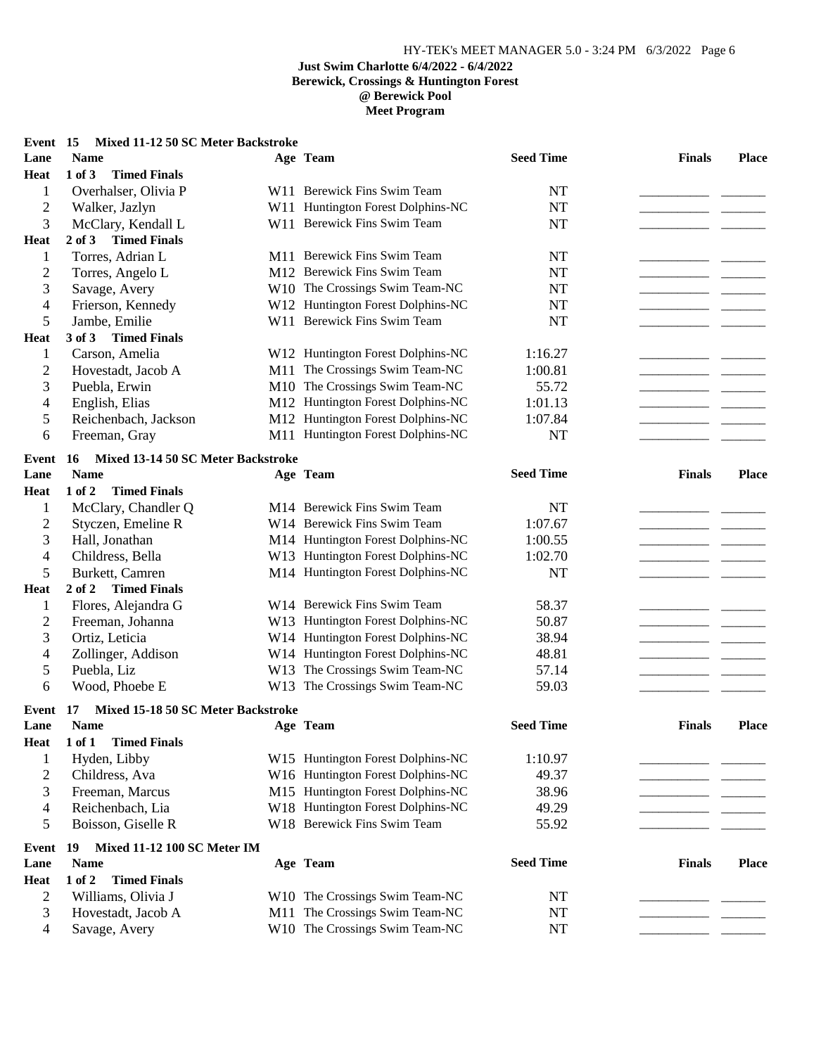**Just Swim Charlotte 6/4/2022 - 6/4/2022**
**Berewick, Crossings & Huntington Forest**
**@ Berewick Pool**
**Meet Program**

**Event 15 Mixed 11-12 50 SC Meter Backstroke**

| Lane | Name | Age | Team | Seed Time | Finals | Place |
|---|---|---|---|---|---|---|
| **Heat** | **1 of 3 Timed Finals** | | | | | |
| 1 | Overhalser, Olivia P | W11 | Berewick Fins Swim Team | NT | __________ | _______ |
| 2 | Walker, Jazlyn | W11 | Huntington Forest Dolphins-NC | NT | __________ | _______ |
| 3 | McClary, Kendall L | W11 | Berewick Fins Swim Team | NT | __________ | _______ |
| **Heat** | **2 of 3 Timed Finals** | | | | | |
| 1 | Torres, Adrian L | M11 | Berewick Fins Swim Team | NT | __________ | _______ |
| 2 | Torres, Angelo L | M12 | Berewick Fins Swim Team | NT | __________ | _______ |
| 3 | Savage, Avery | W10 | The Crossings Swim Team-NC | NT | __________ | _______ |
| 4 | Frierson, Kennedy | W12 | Huntington Forest Dolphins-NC | NT | __________ | _______ |
| 5 | Jambe, Emilie | W11 | Berewick Fins Swim Team | NT | __________ | _______ |
| **Heat** | **3 of 3 Timed Finals** | | | | | |
| 1 | Carson, Amelia | W12 | Huntington Forest Dolphins-NC | 1:16.27 | __________ | _______ |
| 2 | Hovestadt, Jacob A | M11 | The Crossings Swim Team-NC | 1:00.81 | __________ | _______ |
| 3 | Puebla, Erwin | M10 | The Crossings Swim Team-NC | 55.72 | __________ | _______ |
| 4 | English, Elias | M12 | Huntington Forest Dolphins-NC | 1:01.13 | __________ | _______ |
| 5 | Reichenbach, Jackson | M12 | Huntington Forest Dolphins-NC | 1:07.84 | __________ | _______ |
| 6 | Freeman, Gray | M11 | Huntington Forest Dolphins-NC | NT | __________ | _______ |

**Event 16 Mixed 13-14 50 SC Meter Backstroke**

| Lane | Name | Age | Team | Seed Time | Finals | Place |
|---|---|---|---|---|---|---|
| **Heat** | **1 of 2 Timed Finals** | | | | | |
| 1 | McClary, Chandler Q | M14 | Berewick Fins Swim Team | NT | __________ | _______ |
| 2 | Styczen, Emeline R | W14 | Berewick Fins Swim Team | 1:07.67 | __________ | _______ |
| 3 | Hall, Jonathan | M14 | Huntington Forest Dolphins-NC | 1:00.55 | __________ | _______ |
| 4 | Childress, Bella | W13 | Huntington Forest Dolphins-NC | 1:02.70 | __________ | _______ |
| 5 | Burkett, Camren | M14 | Huntington Forest Dolphins-NC | NT | __________ | _______ |
| **Heat** | **2 of 2 Timed Finals** | | | | | |
| 1 | Flores, Alejandra G | W14 | Berewick Fins Swim Team | 58.37 | __________ | _______ |
| 2 | Freeman, Johanna | W13 | Huntington Forest Dolphins-NC | 50.87 | __________ | _______ |
| 3 | Ortiz, Leticia | W14 | Huntington Forest Dolphins-NC | 38.94 | __________ | _______ |
| 4 | Zollinger, Addison | W14 | Huntington Forest Dolphins-NC | 48.81 | __________ | _______ |
| 5 | Puebla, Liz | W13 | The Crossings Swim Team-NC | 57.14 | __________ | _______ |
| 6 | Wood, Phoebe E | W13 | The Crossings Swim Team-NC | 59.03 | __________ | _______ |

**Event 17 Mixed 15-18 50 SC Meter Backstroke**

| Lane | Name | Age | Team | Seed Time | Finals | Place |
|---|---|---|---|---|---|---|
| **Heat** | **1 of 1 Timed Finals** | | | | | |
| 1 | Hyden, Libby | W15 | Huntington Forest Dolphins-NC | 1:10.97 | __________ | _______ |
| 2 | Childress, Ava | W16 | Huntington Forest Dolphins-NC | 49.37 | __________ | _______ |
| 3 | Freeman, Marcus | M15 | Huntington Forest Dolphins-NC | 38.96 | __________ | _______ |
| 4 | Reichenbach, Lia | W18 | Huntington Forest Dolphins-NC | 49.29 | __________ | _______ |
| 5 | Boisson, Giselle R | W18 | Berewick Fins Swim Team | 55.92 | __________ | _______ |

**Event 19 Mixed 11-12 100 SC Meter IM**

| Lane | Name | Age | Team | Seed Time | Finals | Place |
|---|---|---|---|---|---|---|
| **Heat** | **1 of 2 Timed Finals** | | | | | |
| 2 | Williams, Olivia J | W10 | The Crossings Swim Team-NC | NT | __________ | _______ |
| 3 | Hovestadt, Jacob A | M11 | The Crossings Swim Team-NC | NT | __________ | _______ |
| 4 | Savage, Avery | W10 | The Crossings Swim Team-NC | NT | __________ | _______ |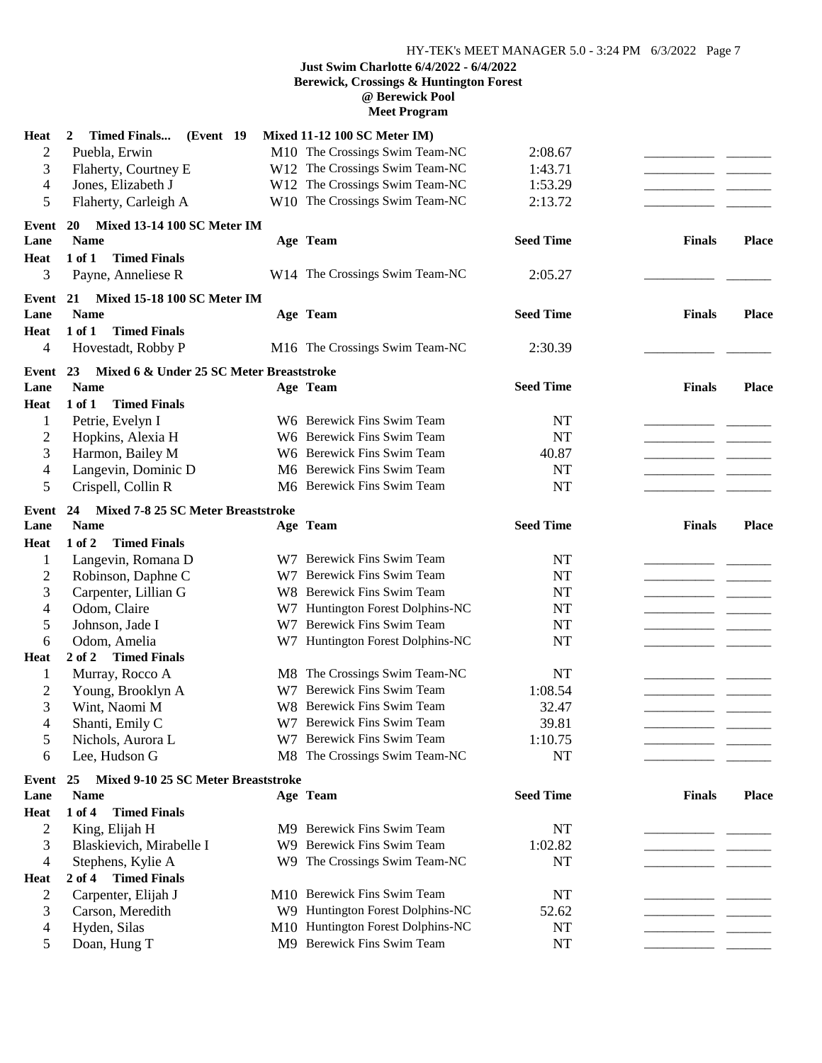**Just Swim Charlotte 6/4/2022 - 6/4/2022**
**Berewick, Crossings & Huntington Forest**
**@ Berewick Pool**
**Meet Program**

**Heat 2 Timed Finals... (Event 19 Mixed 11-12 100 SC Meter IM)**

| Lane | Name | Age | Team | Seed Time | Finals | Place |
|---|---|---|---|---|---|---|
| 2 | Puebla, Erwin | M10 | The Crossings Swim Team-NC | 2:08.67 | ________ | ______ |
| 3 | Flaherty, Courtney E | W12 | The Crossings Swim Team-NC | 1:43.71 | ________ | ______ |
| 4 | Jones, Elizabeth J | W12 | The Crossings Swim Team-NC | 1:53.29 | ________ | ______ |
| 5 | Flaherty, Carleigh A | W10 | The Crossings Swim Team-NC | 2:13.72 | ________ | ______ |

**Event 20 Mixed 13-14 100 SC Meter IM**

| Lane | Name | Age | Team | Seed Time | Finals | Place |
|---|---|---|---|---|---|---|
| **Heat 1 of 1 Timed Finals** | | | | | | |
| 3 | Payne, Anneliese R | W14 | The Crossings Swim Team-NC | 2:05.27 | ________ | ______ |

**Event 21 Mixed 15-18 100 SC Meter IM**

| Lane | Name | Age | Team | Seed Time | Finals | Place |
|---|---|---|---|---|---|---|
| **Heat 1 of 1 Timed Finals** | | | | | | |
| 4 | Hovestadt, Robby P | M16 | The Crossings Swim Team-NC | 2:30.39 | ________ | ______ |

**Event 23 Mixed 6 & Under 25 SC Meter Breaststroke**

| Lane | Name | Age | Team | Seed Time | Finals | Place |
|---|---|---|---|---|---|---|
| **Heat 1 of 1 Timed Finals** | | | | | | |
| 1 | Petrie, Evelyn I | W6 | Berewick Fins Swim Team | NT | ________ | ______ |
| 2 | Hopkins, Alexia H | W6 | Berewick Fins Swim Team | NT | ________ | ______ |
| 3 | Harmon, Bailey M | W6 | Berewick Fins Swim Team | 40.87 | ________ | ______ |
| 4 | Langevin, Dominic D | M6 | Berewick Fins Swim Team | NT | ________ | ______ |
| 5 | Crispell, Collin R | M6 | Berewick Fins Swim Team | NT | ________ | ______ |

**Event 24 Mixed 7-8 25 SC Meter Breaststroke**

| Lane | Name | Age | Team | Seed Time | Finals | Place |
|---|---|---|---|---|---|---|
| **Heat 1 of 2 Timed Finals** | | | | | | |
| 1 | Langevin, Romana D | W7 | Berewick Fins Swim Team | NT | ________ | ______ |
| 2 | Robinson, Daphne C | W7 | Berewick Fins Swim Team | NT | ________ | ______ |
| 3 | Carpenter, Lillian G | W8 | Berewick Fins Swim Team | NT | ________ | ______ |
| 4 | Odom, Claire | W7 | Huntington Forest Dolphins-NC | NT | ________ | ______ |
| 5 | Johnson, Jade I | W7 | Berewick Fins Swim Team | NT | ________ | ______ |
| 6 | Odom, Amelia | W7 | Huntington Forest Dolphins-NC | NT | ________ | ______ |
| **Heat 2 of 2 Timed Finals** | | | | | | |
| 1 | Murray, Rocco A | M8 | The Crossings Swim Team-NC | NT | ________ | ______ |
| 2 | Young, Brooklyn A | W7 | Berewick Fins Swim Team | 1:08.54 | ________ | ______ |
| 3 | Wint, Naomi M | W8 | Berewick Fins Swim Team | 32.47 | ________ | ______ |
| 4 | Shanti, Emily C | W7 | Berewick Fins Swim Team | 39.81 | ________ | ______ |
| 5 | Nichols, Aurora L | W7 | Berewick Fins Swim Team | 1:10.75 | ________ | ______ |
| 6 | Lee, Hudson G | M8 | The Crossings Swim Team-NC | NT | ________ | ______ |

**Event 25 Mixed 9-10 25 SC Meter Breaststroke**

| Lane | Name | Age | Team | Seed Time | Finals | Place |
|---|---|---|---|---|---|---|
| **Heat 1 of 4 Timed Finals** | | | | | | |
| 2 | King, Elijah H | M9 | Berewick Fins Swim Team | NT | ________ | ______ |
| 3 | Blaskievich, Mirabelle I | W9 | Berewick Fins Swim Team | 1:02.82 | ________ | ______ |
| 4 | Stephens, Kylie A | W9 | The Crossings Swim Team-NC | NT | ________ | ______ |
| **Heat 2 of 4 Timed Finals** | | | | | | |
| 2 | Carpenter, Elijah J | M10 | Berewick Fins Swim Team | NT | ________ | ______ |
| 3 | Carson, Meredith | W9 | Huntington Forest Dolphins-NC | 52.62 | ________ | ______ |
| 4 | Hyden, Silas | M10 | Huntington Forest Dolphins-NC | NT | ________ | ______ |
| 5 | Doan, Hung T | M9 | Berewick Fins Swim Team | NT | ________ | ______ |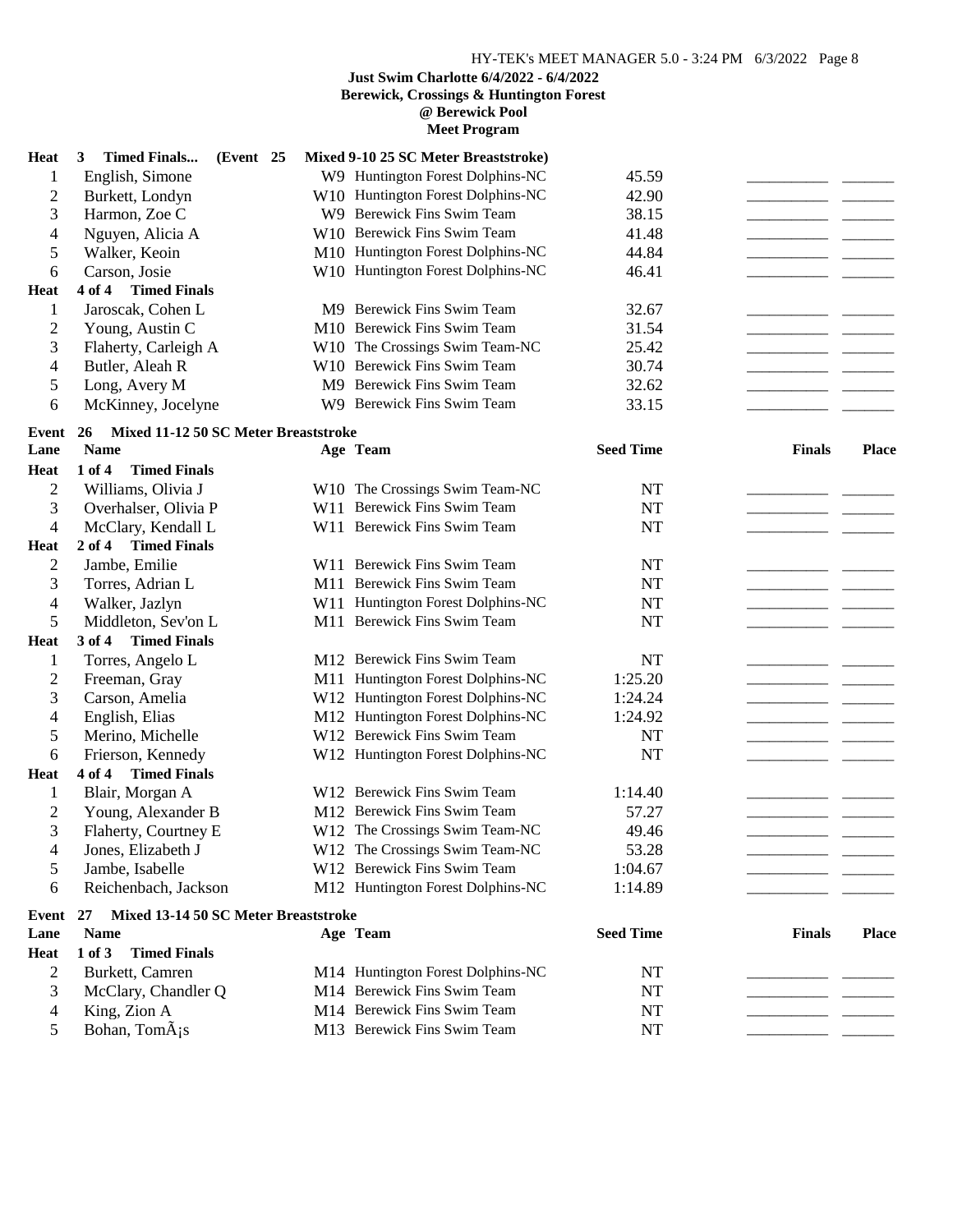HY-TEK's MEET MANAGER 5.0 - 3:24 PM 6/3/2022 Page 8

**Just Swim Charlotte 6/4/2022 - 6/4/2022**
**Berewick, Crossings & Huntington Forest**
**@ Berewick Pool**
**Meet Program**

**Heat 3 Timed Finals... (Event 25 Mixed 9-10 25 SC Meter Breaststroke)**

| | | | | | | |
|---|---|---|---|---|---|---|
| 1 | English, Simone | W9 | Huntington Forest Dolphins-NC | 45.59 | ________ | ______ |
| 2 | Burkett, Londyn | W10 | Huntington Forest Dolphins-NC | 42.90 | ________ | ______ |
| 3 | Harmon, Zoe C | W9 | Berewick Fins Swim Team | 38.15 | ________ | ______ |
| 4 | Nguyen, Alicia A | W10 | Berewick Fins Swim Team | 41.48 | ________ | ______ |
| 5 | Walker, Keoin | M10 | Huntington Forest Dolphins-NC | 44.84 | ________ | ______ |
| 6 | Carson, Josie | W10 | Huntington Forest Dolphins-NC | 46.41 | ________ | ______ |
| **Heat** | **4 of 4 Timed Finals** | | | | | |
| 1 | Jaroscak, Cohen L | M9 | Berewick Fins Swim Team | 32.67 | ________ | ______ |
| 2 | Young, Austin C | M10 | Berewick Fins Swim Team | 31.54 | ________ | ______ |
| 3 | Flaherty, Carleigh A | W10 | The Crossings Swim Team-NC | 25.42 | ________ | ______ |
| 4 | Butler, Aleah R | W10 | Berewick Fins Swim Team | 30.74 | ________ | ______ |
| 5 | Long, Avery M | M9 | Berewick Fins Swim Team | 32.62 | ________ | ______ |
| 6 | McKinney, Jocelyne | W9 | Berewick Fins Swim Team | 33.15 | ________ | ______ |

**Event 26 Mixed 11-12 50 SC Meter Breaststroke**

| Lane | Name | Age | Team | Seed Time | Finals | Place |
|---|---|---|---|---|---|---|
| **Heat** | **1 of 4 Timed Finals** | | | | | |
| 2 | Williams, Olivia J | W10 | The Crossings Swim Team-NC | NT | ________ | ______ |
| 3 | Overhalser, Olivia P | W11 | Berewick Fins Swim Team | NT | ________ | ______ |
| 4 | McClary, Kendall L | W11 | Berewick Fins Swim Team | NT | ________ | ______ |
| **Heat** | **2 of 4 Timed Finals** | | | | | |
| 2 | Jambe, Emilie | W11 | Berewick Fins Swim Team | NT | ________ | ______ |
| 3 | Torres, Adrian L | M11 | Berewick Fins Swim Team | NT | ________ | ______ |
| 4 | Walker, Jazlyn | W11 | Huntington Forest Dolphins-NC | NT | ________ | ______ |
| 5 | Middleton, Sev'on L | M11 | Berewick Fins Swim Team | NT | ________ | ______ |
| **Heat** | **3 of 4 Timed Finals** | | | | | |
| 1 | Torres, Angelo L | M12 | Berewick Fins Swim Team | NT | ________ | ______ |
| 2 | Freeman, Gray | M11 | Huntington Forest Dolphins-NC | 1:25.20 | ________ | ______ |
| 3 | Carson, Amelia | W12 | Huntington Forest Dolphins-NC | 1:24.24 | ________ | ______ |
| 4 | English, Elias | M12 | Huntington Forest Dolphins-NC | 1:24.92 | ________ | ______ |
| 5 | Merino, Michelle | W12 | Berewick Fins Swim Team | NT | ________ | ______ |
| 6 | Frierson, Kennedy | W12 | Huntington Forest Dolphins-NC | NT | ________ | ______ |
| **Heat** | **4 of 4 Timed Finals** | | | | | |
| 1 | Blair, Morgan A | W12 | Berewick Fins Swim Team | 1:14.40 | ________ | ______ |
| 2 | Young, Alexander B | M12 | Berewick Fins Swim Team | 57.27 | ________ | ______ |
| 3 | Flaherty, Courtney E | W12 | The Crossings Swim Team-NC | 49.46 | ________ | ______ |
| 4 | Jones, Elizabeth J | W12 | The Crossings Swim Team-NC | 53.28 | ________ | ______ |
| 5 | Jambe, Isabelle | W12 | Berewick Fins Swim Team | 1:04.67 | ________ | ______ |
| 6 | Reichenbach, Jackson | M12 | Huntington Forest Dolphins-NC | 1:14.89 | ________ | ______ |

**Event 27 Mixed 13-14 50 SC Meter Breaststroke**

| Lane | Name | Age | Team | Seed Time | Finals | Place |
|---|---|---|---|---|---|---|
| **Heat** | **1 of 3 Timed Finals** | | | | | |
| 2 | Burkett, Camren | M14 | Huntington Forest Dolphins-NC | NT | ________ | ______ |
| 3 | McClary, Chandler Q | M14 | Berewick Fins Swim Team | NT | ________ | ______ |
| 4 | King, Zion A | M14 | Berewick Fins Swim Team | NT | ________ | ______ |
| 5 | Bohan, TomÃ¡s | M13 | Berewick Fins Swim Team | NT | ________ | ______ |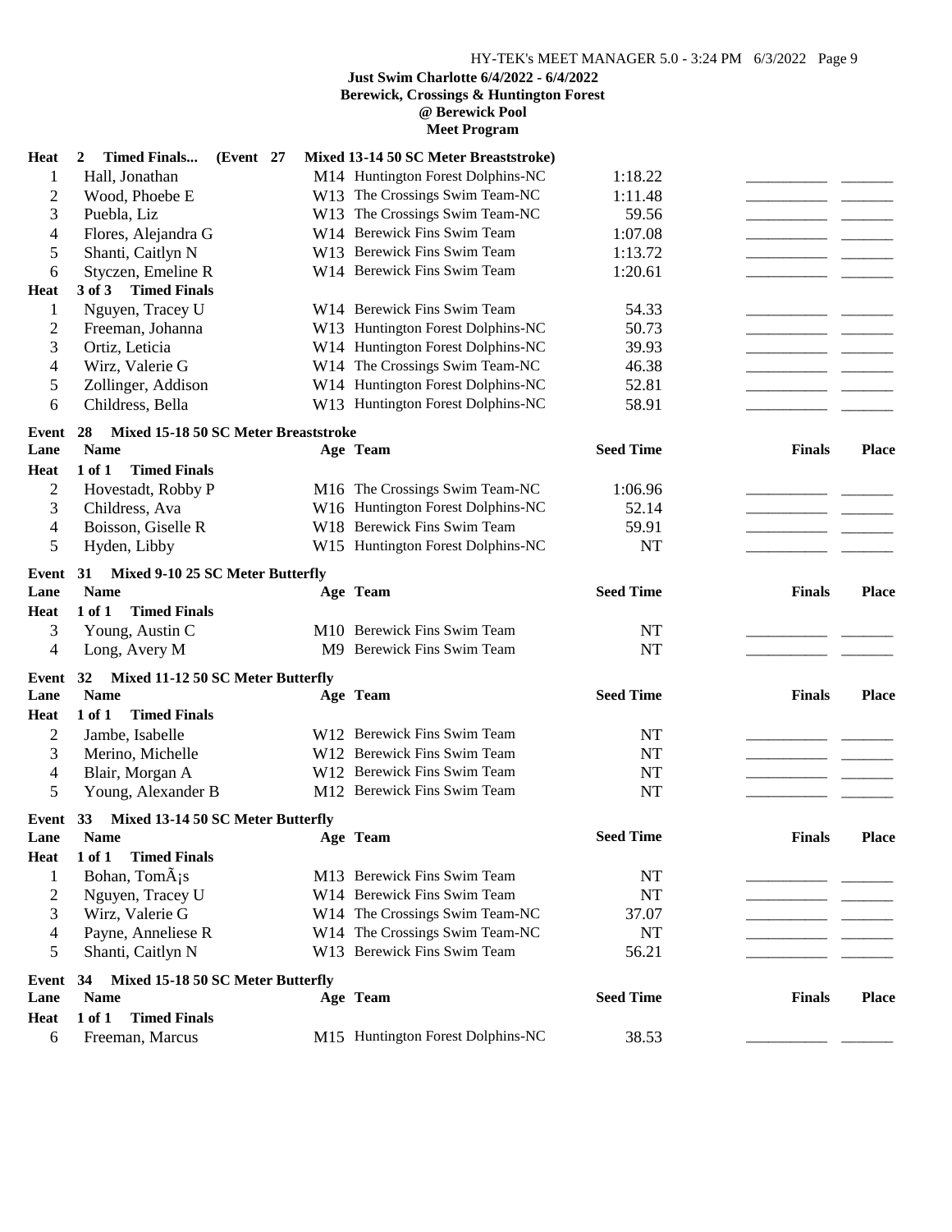**Just Swim Charlotte 6/4/2022 - 6/4/2022**
**Berewick, Crossings & Huntington Forest**
**@ Berewick Pool**
**Meet Program**

**Heat 2 Timed Finals... (Event 27 Mixed 13-14 50 SC Meter Breaststroke)**

| | | | | | | |
|---|---|---|---|---|---|---|
| 1 | Hall, Jonathan | M14 | Huntington Forest Dolphins-NC | 1:18.22 | __________ | _______ |
| 2 | Wood, Phoebe E | W13 | The Crossings Swim Team-NC | 1:11.48 | __________ | _______ |
| 3 | Puebla, Liz | W13 | The Crossings Swim Team-NC | 59.56 | __________ | _______ |
| 4 | Flores, Alejandra G | W14 | Berewick Fins Swim Team | 1:07.08 | __________ | _______ |
| 5 | Shanti, Caitlyn N | W13 | Berewick Fins Swim Team | 1:13.72 | __________ | _______ |
| 6 | Styczen, Emeline R | W14 | Berewick Fins Swim Team | 1:20.61 | __________ | _______ |

**Heat 3 of 3 Timed Finals**

| | | | | | | |
|---|---|---|---|---|---|---|
| 1 | Nguyen, Tracey U | W14 | Berewick Fins Swim Team | 54.33 | __________ | _______ |
| 2 | Freeman, Johanna | W13 | Huntington Forest Dolphins-NC | 50.73 | __________ | _______ |
| 3 | Ortiz, Leticia | W14 | Huntington Forest Dolphins-NC | 39.93 | __________ | _______ |
| 4 | Wirz, Valerie G | W14 | The Crossings Swim Team-NC | 46.38 | __________ | _______ |
| 5 | Zollinger, Addison | W14 | Huntington Forest Dolphins-NC | 52.81 | __________ | _______ |
| 6 | Childress, Bella | W13 | Huntington Forest Dolphins-NC | 58.91 | __________ | _______ |

**Event 28 Mixed 15-18 50 SC Meter Breaststroke**

**Heat 1 of 1 Timed Finals**

| Lane | Name | Age | Team | Seed Time | Finals | Place |
|---|---|---|---|---|---|---|
| 2 | Hovestadt, Robby P | M16 | The Crossings Swim Team-NC | 1:06.96 | __________ | _______ |
| 3 | Childress, Ava | W16 | Huntington Forest Dolphins-NC | 52.14 | __________ | _______ |
| 4 | Boisson, Giselle R | W18 | Berewick Fins Swim Team | 59.91 | __________ | _______ |
| 5 | Hyden, Libby | W15 | Huntington Forest Dolphins-NC | NT | __________ | _______ |

**Event 31 Mixed 9-10 25 SC Meter Butterfly**

**Heat 1 of 1 Timed Finals**

| Lane | Name | Age | Team | Seed Time | Finals | Place |
|---|---|---|---|---|---|---|
| 3 | Young, Austin C | M10 | Berewick Fins Swim Team | NT | __________ | _______ |
| 4 | Long, Avery M | M9 | Berewick Fins Swim Team | NT | __________ | _______ |

**Event 32 Mixed 11-12 50 SC Meter Butterfly**

**Heat 1 of 1 Timed Finals**

| Lane | Name | Age | Team | Seed Time | Finals | Place |
|---|---|---|---|---|---|---|
| 2 | Jambe, Isabelle | W12 | Berewick Fins Swim Team | NT | __________ | _______ |
| 3 | Merino, Michelle | W12 | Berewick Fins Swim Team | NT | __________ | _______ |
| 4 | Blair, Morgan A | W12 | Berewick Fins Swim Team | NT | __________ | _______ |
| 5 | Young, Alexander B | M12 | Berewick Fins Swim Team | NT | __________ | _______ |

**Event 33 Mixed 13-14 50 SC Meter Butterfly**

**Heat 1 of 1 Timed Finals**

| Lane | Name | Age | Team | Seed Time | Finals | Place |
|---|---|---|---|---|---|---|
| 1 | Bohan, TomÃ¡s | M13 | Berewick Fins Swim Team | NT | __________ | _______ |
| 2 | Nguyen, Tracey U | W14 | Berewick Fins Swim Team | NT | __________ | _______ |
| 3 | Wirz, Valerie G | W14 | The Crossings Swim Team-NC | 37.07 | __________ | _______ |
| 4 | Payne, Anneliese R | W14 | The Crossings Swim Team-NC | NT | __________ | _______ |
| 5 | Shanti, Caitlyn N | W13 | Berewick Fins Swim Team | 56.21 | __________ | _______ |

**Event 34 Mixed 15-18 50 SC Meter Butterfly**

**Heat 1 of 1 Timed Finals**

| Lane | Name | Age | Team | Seed Time | Finals | Place |
|---|---|---|---|---|---|---|
| 6 | Freeman, Marcus | M15 | Huntington Forest Dolphins-NC | 38.53 | __________ | _______ |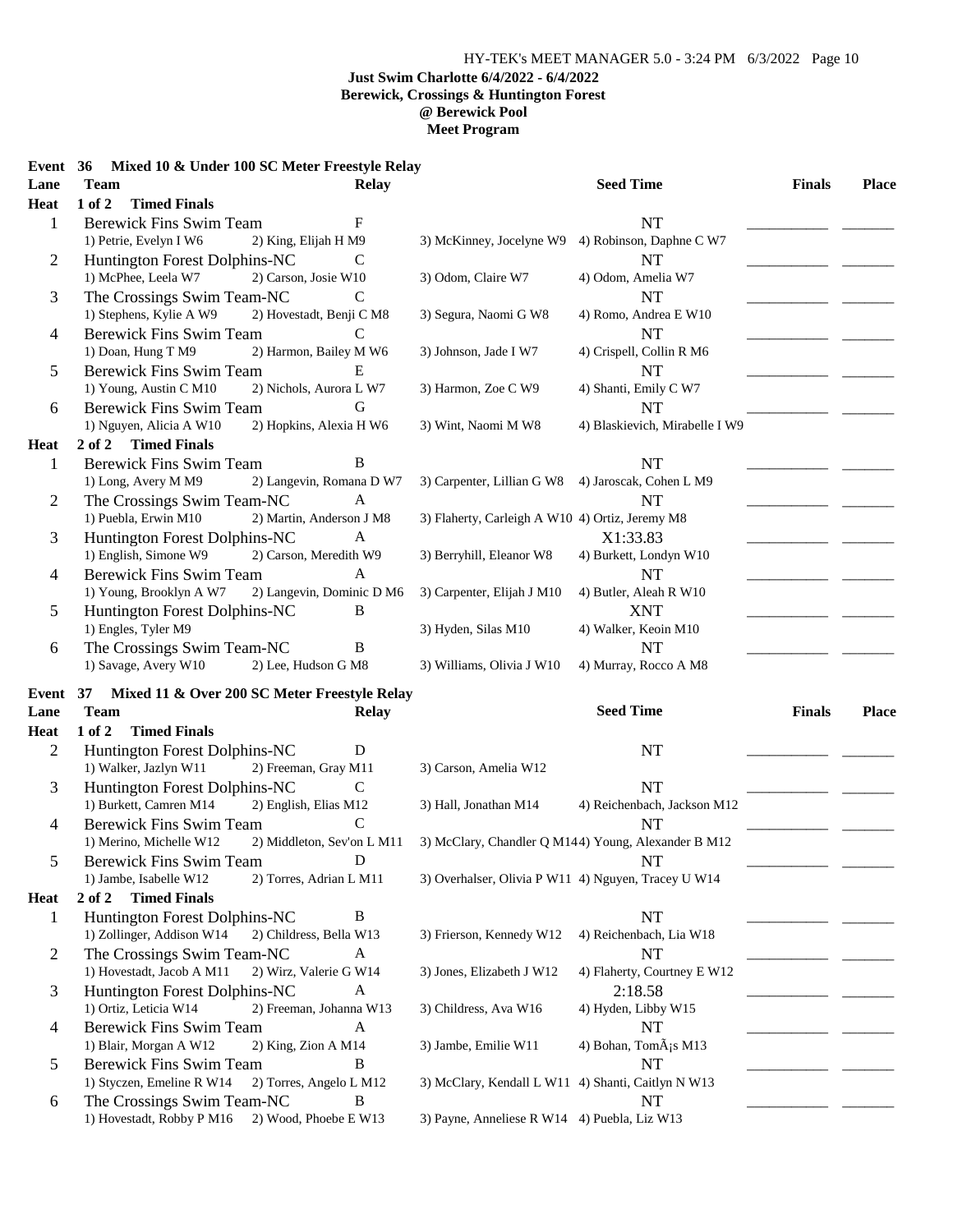HY-TEK's MEET MANAGER 5.0 - 3:24 PM 6/3/2022

**Just Swim Charlotte 6/4/2022 - 6/4/2022**
**Berewick, Crossings & Huntington Forest**
**@ Berewick Pool**
**Meet Program**

**Event 36 Mixed 10 & Under 100 SC Meter Freestyle Relay**

| Lane | Team | Relay | | Seed Time | Finals | Place |
|---|---|---|---|---|---|---|
| **Heat 1 of 2 Timed Finals** | | | | | | |
| 1 | Berewick Fins Swim Team | F | | NT | ________ | ______ |
| | 1) Petrie, Evelyn I W6 | 2) King, Elijah H M9 | 3) McKinney, Jocelyne W9 | 4) Robinson, Daphne C W7 | | |
| 2 | Huntington Forest Dolphins-NC | C | | NT | ________ | ______ |
| | 1) McPhee, Leela W7 | 2) Carson, Josie W10 | 3) Odom, Claire W7 | 4) Odom, Amelia W7 | | |
| 3 | The Crossings Swim Team-NC | C | | NT | ________ | ______ |
| | 1) Stephens, Kylie A W9 | 2) Hovestadt, Benji C M8 | 3) Segura, Naomi G W8 | 4) Romo, Andrea E W10 | | |
| 4 | Berewick Fins Swim Team | C | | NT | ________ | ______ |
| | 1) Doan, Hung T M9 | 2) Harmon, Bailey M W6 | 3) Johnson, Jade I W7 | 4) Crispell, Collin R M6 | | |
| 5 | Berewick Fins Swim Team | E | | NT | ________ | ______ |
| | 1) Young, Austin C M10 | 2) Nichols, Aurora L W7 | 3) Harmon, Zoe C W9 | 4) Shanti, Emily C W7 | | |
| 6 | Berewick Fins Swim Team | G | | NT | ________ | ______ |
| | 1) Nguyen, Alicia A W10 | 2) Hopkins, Alexia H W6 | 3) Wint, Naomi M W8 | 4) Blaskievich, Mirabelle I W9 | | |
| **Heat 2 of 2 Timed Finals** | | | | | | |
| 1 | Berewick Fins Swim Team | B | | NT | ________ | ______ |
| | 1) Long, Avery M M9 | 2) Langevin, Romana D W7 | 3) Carpenter, Lillian G W8 | 4) Jaroscak, Cohen L M9 | | |
| 2 | The Crossings Swim Team-NC | A | | NT | ________ | ______ |
| | 1) Puebla, Erwin M10 | 2) Martin, Anderson J M8 | 3) Flaherty, Carleigh A W10 | 4) Ortiz, Jeremy M8 | | |
| 3 | Huntington Forest Dolphins-NC | A | | X1:33.83 | ________ | ______ |
| | 1) English, Simone W9 | 2) Carson, Meredith W9 | 3) Berryhill, Eleanor W8 | 4) Burkett, Londyn W10 | | |
| 4 | Berewick Fins Swim Team | A | | NT | ________ | ______ |
| | 1) Young, Brooklyn A W7 | 2) Langevin, Dominic D M6 | 3) Carpenter, Elijah J M10 | 4) Butler, Aleah R W10 | | |
| 5 | Huntington Forest Dolphins-NC | B | | XNT | ________ | ______ |
| | 1) Engles, Tyler M9 | | 3) Hyden, Silas M10 | 4) Walker, Keoin M10 | | |
| 6 | The Crossings Swim Team-NC | B | | NT | ________ | ______ |
| | 1) Savage, Avery W10 | 2) Lee, Hudson G M8 | 3) Williams, Olivia J W10 | 4) Murray, Rocco A M8 | | |

**Event 37 Mixed 11 & Over 200 SC Meter Freestyle Relay**

| Lane | Team | Relay | | Seed Time | Finals | Place |
|---|---|---|---|---|---|---|
| **Heat 1 of 2 Timed Finals** | | | | | | |
| 2 | Huntington Forest Dolphins-NC | D | | NT | ________ | ______ |
| | 1) Walker, Jazlyn W11 | 2) Freeman, Gray M11 | 3) Carson, Amelia W12 | | | |
| 3 | Huntington Forest Dolphins-NC | C | | NT | ________ | ______ |
| | 1) Burkett, Camren M14 | 2) English, Elias M12 | 3) Hall, Jonathan M14 | 4) Reichenbach, Jackson M12 | | |
| 4 | Berewick Fins Swim Team | C | | NT | ________ | ______ |
| | 1) Merino, Michelle W12 | 2) Middleton, Sev'on L M11 | 3) McClary, Chandler Q M14 | 4) Young, Alexander B M12 | | |
| 5 | Berewick Fins Swim Team | D | | NT | ________ | ______ |
| | 1) Jambe, Isabelle W12 | 2) Torres, Adrian L M11 | 3) Overhalser, Olivia P W11 | 4) Nguyen, Tracey U W14 | | |
| **Heat 2 of 2 Timed Finals** | | | | | | |
| 1 | Huntington Forest Dolphins-NC | B | | NT | ________ | ______ |
| | 1) Zollinger, Addison W14 | 2) Childress, Bella W13 | 3) Frierson, Kennedy W12 | 4) Reichenbach, Lia W18 | | |
| 2 | The Crossings Swim Team-NC | A | | NT | ________ | ______ |
| | 1) Hovestadt, Jacob A M11 | 2) Wirz, Valerie G W14 | 3) Jones, Elizabeth J W12 | 4) Flaherty, Courtney E W12 | | |
| 3 | Huntington Forest Dolphins-NC | A | | 2:18.58 | ________ | ______ |
| | 1) Ortiz, Leticia W14 | 2) Freeman, Johanna W13 | 3) Childress, Ava W16 | 4) Hyden, Libby W15 | | |
| 4 | Berewick Fins Swim Team | A | | NT | ________ | ______ |
| | 1) Blair, Morgan A W12 | 2) King, Zion A M14 | 3) Jambe, Emilie W11 | 4) Bohan, TomÃ¡s M13 | | |
| 5 | Berewick Fins Swim Team | B | | NT | ________ | ______ |
| | 1) Styczen, Emeline R W14 | 2) Torres, Angelo L M12 | 3) McClary, Kendall L W11 | 4) Shanti, Caitlyn N W13 | | |
| 6 | The Crossings Swim Team-NC | B | | NT | ________ | ______ |
| | 1) Hovestadt, Robby P M16 | 2) Wood, Phoebe E W13 | 3) Payne, Anneliese R W14 | 4) Puebla, Liz W13 | | |